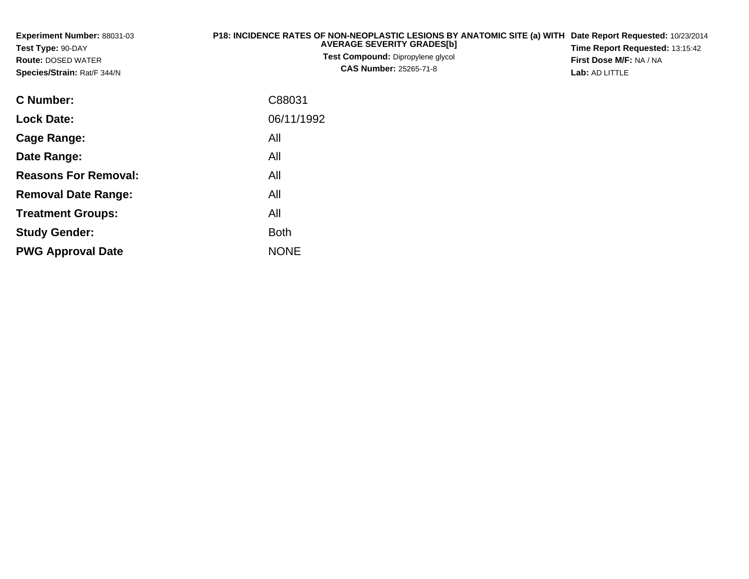**Experiment Number:** 88031-03
**Test Type:** 90-DAY
**Route:** DOSED WATER
**Species/Strain:** Rat/F 344/N

# P18: INCIDENCE RATES OF NON-NEOPLASTIC LESIONS BY ANATOMIC SITE (a) WITH AVERAGE SEVERITY GRADES[b]

**Test Compound:** Dipropylene glycol
**CAS Number:** 25265-71-8

**Date Report Requested:** 10/23/2014
**Time Report Requested:** 13:15:42
**First Dose M/F:** NA / NA
**Lab:** AD LITTLE

| | |
|---|---|
| **C Number:** | C88031 |
| **Lock Date:** | 06/11/1992 |
| **Cage Range:** | All |
| **Date Range:** | All |
| **Reasons For Removal:** | All |
| **Removal Date Range:** | All |
| **Treatment Groups:** | All |
| **Study Gender:** | Both |
| **PWG Approval Date** | NONE |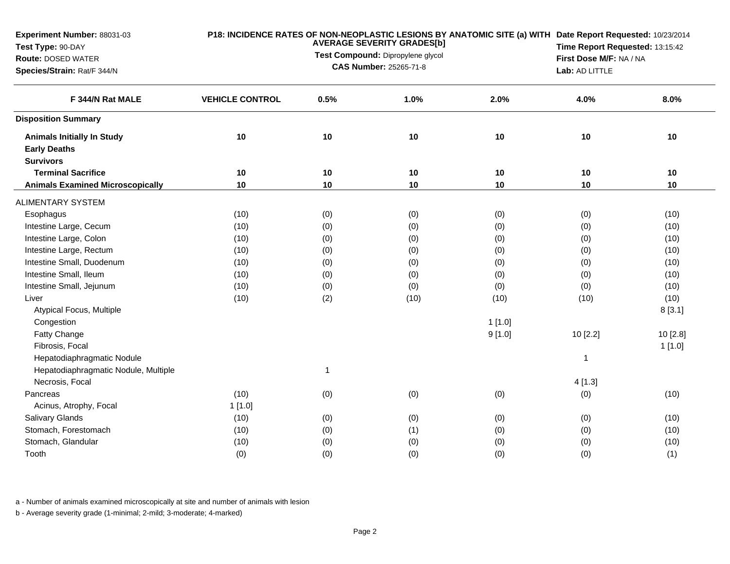**Experiment Number:** 88031-03
**Test Type:** 90-DAY
**Route:** DOSED WATER
**Species/Strain:** Rat/F 344/N

**P18: INCIDENCE RATES OF NON-NEOPLASTIC LESIONS BY ANATOMIC SITE (a) WITH AVERAGE SEVERITY GRADES[b]**
**Test Compound:** Dipropylene glycol
**CAS Number:** 25265-71-8

**Date Report Requested:** 10/23/2014
**Time Report Requested:** 13:15:42
**First Dose M/F:** NA / NA
**Lab:** AD LITTLE

| F 344/N Rat MALE | VEHICLE CONTROL | 0.5% | 1.0% | 2.0% | 4.0% | 8.0% |
|---|---|---|---|---|---|---|
| **Disposition Summary** | | | | | | |
| **Animals Initially In Study** | 10 | 10 | 10 | 10 | 10 | 10 |
| **Early Deaths** | | | | | | |
| **Survivors** | | | | | | |
| **Terminal Sacrifice** | 10 | 10 | 10 | 10 | 10 | 10 |
| **Animals Examined Microscopically** | 10 | 10 | 10 | 10 | 10 | 10 |
| ALIMENTARY SYSTEM | | | | | | |
| Esophagus | (10) | (0) | (0) | (0) | (0) | (10) |
| Intestine Large, Cecum | (10) | (0) | (0) | (0) | (0) | (10) |
| Intestine Large, Colon | (10) | (0) | (0) | (0) | (0) | (10) |
| Intestine Large, Rectum | (10) | (0) | (0) | (0) | (0) | (10) |
| Intestine Small, Duodenum | (10) | (0) | (0) | (0) | (0) | (10) |
| Intestine Small, Ileum | (10) | (0) | (0) | (0) | (0) | (10) |
| Intestine Small, Jejunum | (10) | (0) | (0) | (0) | (0) | (10) |
| Liver | (10) | (2) | (10) | (10) | (10) | (10) |
| Atypical Focus, Multiple | | | | | | 8 [3.1] |
| Congestion | | | | 1 [1.0] | | |
| Fatty Change | | | | 9 [1.0] | 10 [2.2] | 10 [2.8] |
| Fibrosis, Focal | | | | | | 1 [1.0] |
| Hepatodiaphragmatic Nodule | | | | | 1 | |
| Hepatodiaphragmatic Nodule, Multiple | | 1 | | | | |
| Necrosis, Focal | | | | | 4 [1.3] | |
| Pancreas | (10) | (0) | (0) | (0) | (0) | (10) |
| Acinus, Atrophy, Focal | 1 [1.0] | | | | | |
| Salivary Glands | (10) | (0) | (0) | (0) | (0) | (10) |
| Stomach, Forestomach | (10) | (0) | (1) | (0) | (0) | (10) |
| Stomach, Glandular | (10) | (0) | (0) | (0) | (0) | (10) |
| Tooth | (0) | (0) | (0) | (0) | (0) | (1) |

a - Number of animals examined microscopically at site and number of animals with lesion

b - Average severity grade (1-minimal; 2-mild; 3-moderate; 4-marked)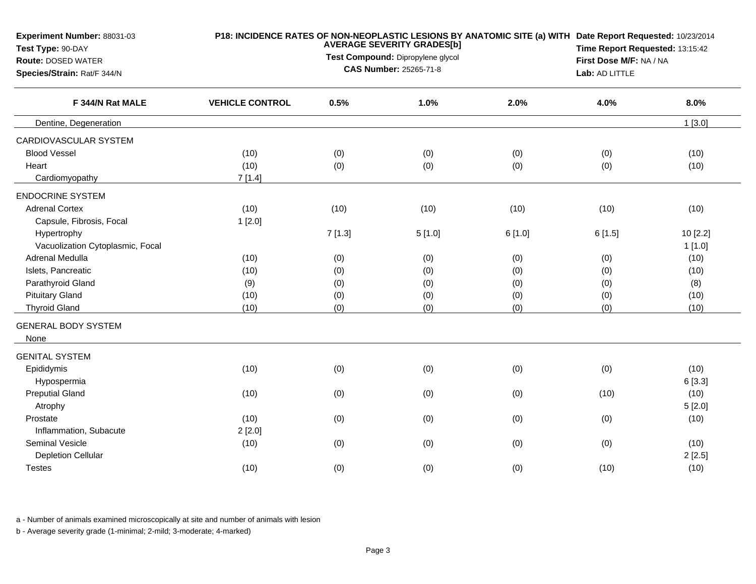**Experiment Number:** 88031-03
**Test Type:** 90-DAY
**Route:** DOSED WATER
**Species/Strain:** Rat/F 344/N

**P18: INCIDENCE RATES OF NON-NEOPLASTIC LESIONS BY ANATOMIC SITE (a) WITH AVERAGE SEVERITY GRADES[b]**
**Test Compound:** Dipropylene glycol
**CAS Number:** 25265-71-8

**Date Report Requested:** 10/23/2014
**Time Report Requested:** 13:15:42
**First Dose M/F:** NA / NA
**Lab:** AD LITTLE

| F 344/N Rat MALE | VEHICLE CONTROL | 0.5% | 1.0% | 2.0% | 4.0% | 8.0% |
|---|---|---|---|---|---|---|
| Dentine, Degeneration | | | | | | 1 [3.0] |
| CARDIOVASCULAR SYSTEM | | | | | | |
| Blood Vessel | (10) | (0) | (0) | (0) | (0) | (10) |
| Heart | (10) | (0) | (0) | (0) | (0) | (10) |
| Cardiomyopathy | 7 [1.4] | | | | | |
| ENDOCRINE SYSTEM | | | | | | |
| Adrenal Cortex | (10) | (10) | (10) | (10) | (10) | (10) |
| Capsule, Fibrosis, Focal | 1 [2.0] | | | | | |
| Hypertrophy | | 7 [1.3] | 5 [1.0] | 6 [1.0] | 6 [1.5] | 10 [2.2] |
| Vacuolization Cytoplasmic, Focal | | | | | | 1 [1.0] |
| Adrenal Medulla | (10) | (0) | (0) | (0) | (0) | (10) |
| Islets, Pancreatic | (10) | (0) | (0) | (0) | (0) | (10) |
| Parathyroid Gland | (9) | (0) | (0) | (0) | (0) | (8) |
| Pituitary Gland | (10) | (0) | (0) | (0) | (0) | (10) |
| Thyroid Gland | (10) | (0) | (0) | (0) | (0) | (10) |
| GENERAL BODY SYSTEM | | | | | | |
| None | | | | | | |
| GENITAL SYSTEM | | | | | | |
| Epididymis | (10) | (0) | (0) | (0) | (0) | (10) |
| Hypospermia | | | | | | 6 [3.3] |
| Preputial Gland | (10) | (0) | (0) | (0) | (10) | (10) |
| Atrophy | | | | | | 5 [2.0] |
| Prostate | (10) | (0) | (0) | (0) | (0) | (10) |
| Inflammation, Subacute | 2 [2.0] | | | | | |
| Seminal Vesicle | (10) | (0) | (0) | (0) | (0) | (10) |
| Depletion Cellular | | | | | | 2 [2.5] |
| Testes | (10) | (0) | (0) | (0) | (10) | (10) |

a - Number of animals examined microscopically at site and number of animals with lesion

b - Average severity grade (1-minimal; 2-mild; 3-moderate; 4-marked)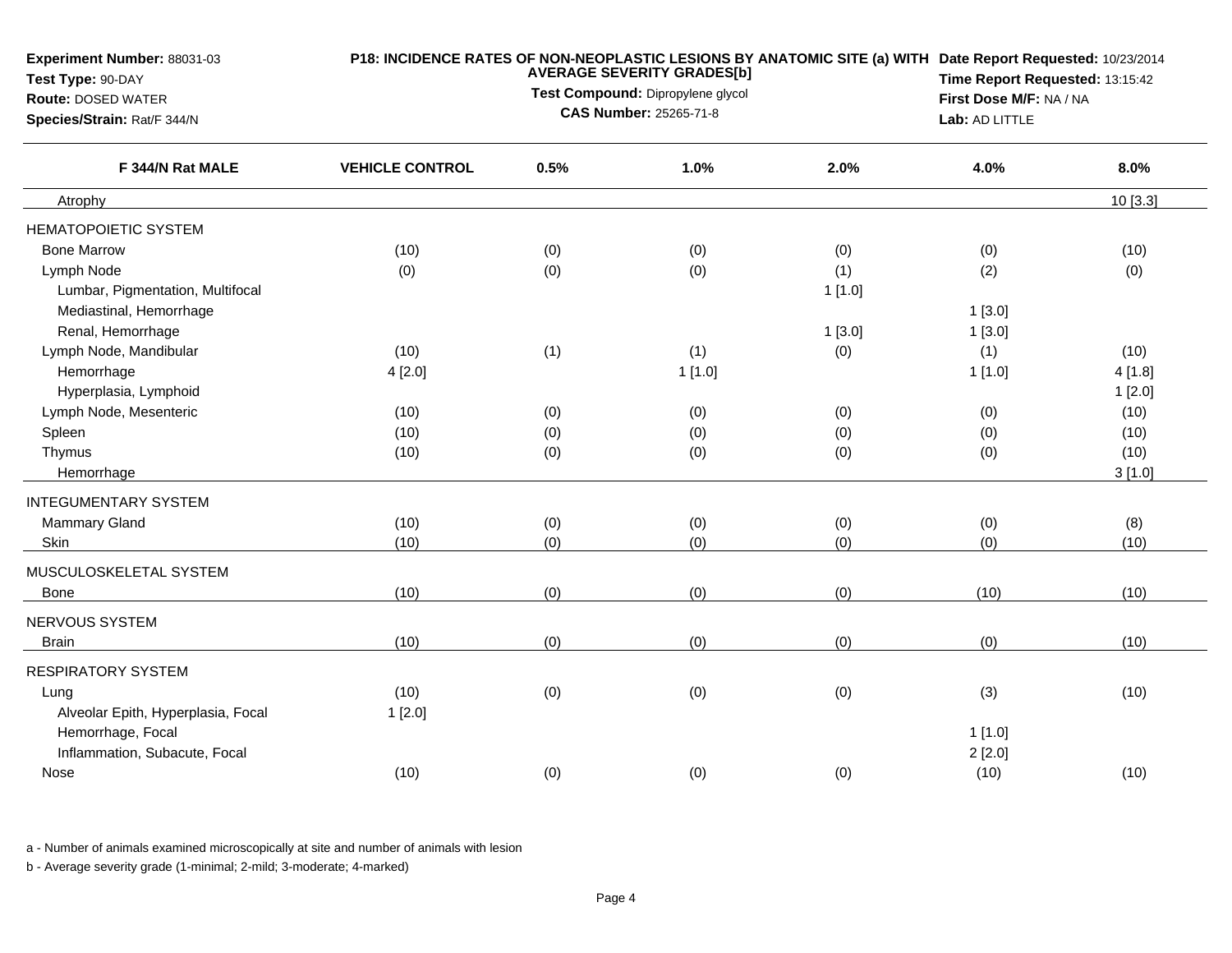**Experiment Number:** 88031-03
**Test Type:** 90-DAY
**Route:** DOSED WATER
**Species/Strain:** Rat/F 344/N

**P18: INCIDENCE RATES OF NON-NEOPLASTIC LESIONS BY ANATOMIC SITE (a) WITH AVERAGE SEVERITY GRADES[b]**
**Test Compound:** Dipropylene glycol
**CAS Number:** 25265-71-8

**Date Report Requested:** 10/23/2014
**Time Report Requested:** 13:15:42
**First Dose M/F:** NA / NA
**Lab:** AD LITTLE

| F 344/N Rat MALE | VEHICLE CONTROL | 0.5% | 1.0% | 2.0% | 4.0% | 8.0% |
|---|---|---|---|---|---|---|
| Atrophy | | | | | | 10 [3.3] |
| HEMATOPOIETIC SYSTEM | | | | | | |
| Bone Marrow | (10) | (0) | (0) | (0) | (0) | (10) |
| Lymph Node | (0) | (0) | (0) | (1) | (2) | (0) |
| Lumbar, Pigmentation, Multifocal | | | | 1 [1.0] | | |
| Mediastinal, Hemorrhage | | | | | 1 [3.0] | |
| Renal, Hemorrhage | | | | 1 [3.0] | 1 [3.0] | |
| Lymph Node, Mandibular | (10) | (1) | (1) | (0) | (1) | (10) |
| Hemorrhage | 4 [2.0] | | 1 [1.0] | | 1 [1.0] | 4 [1.8] |
| Hyperplasia, Lymphoid | | | | | | 1 [2.0] |
| Lymph Node, Mesenteric | (10) | (0) | (0) | (0) | (0) | (10) |
| Spleen | (10) | (0) | (0) | (0) | (0) | (10) |
| Thymus | (10) | (0) | (0) | (0) | (0) | (10) |
| Hemorrhage | | | | | | 3 [1.0] |
| INTEGUMENTARY SYSTEM | | | | | | |
| Mammary Gland | (10) | (0) | (0) | (0) | (0) | (8) |
| Skin | (10) | (0) | (0) | (0) | (0) | (10) |
| MUSCULOSKELETAL SYSTEM | | | | | | |
| Bone | (10) | (0) | (0) | (0) | (10) | (10) |
| NERVOUS SYSTEM | | | | | | |
| Brain | (10) | (0) | (0) | (0) | (0) | (10) |
| RESPIRATORY SYSTEM | | | | | | |
| Lung | (10) | (0) | (0) | (0) | (3) | (10) |
| Alveolar Epith, Hyperplasia, Focal | 1 [2.0] | | | | | |
| Hemorrhage, Focal | | | | | 1 [1.0] | |
| Inflammation, Subacute, Focal | | | | | 2 [2.0] | |
| Nose | (10) | (0) | (0) | (0) | (10) | (10) |

a - Number of animals examined microscopically at site and number of animals with lesion

b - Average severity grade (1-minimal; 2-mild; 3-moderate; 4-marked)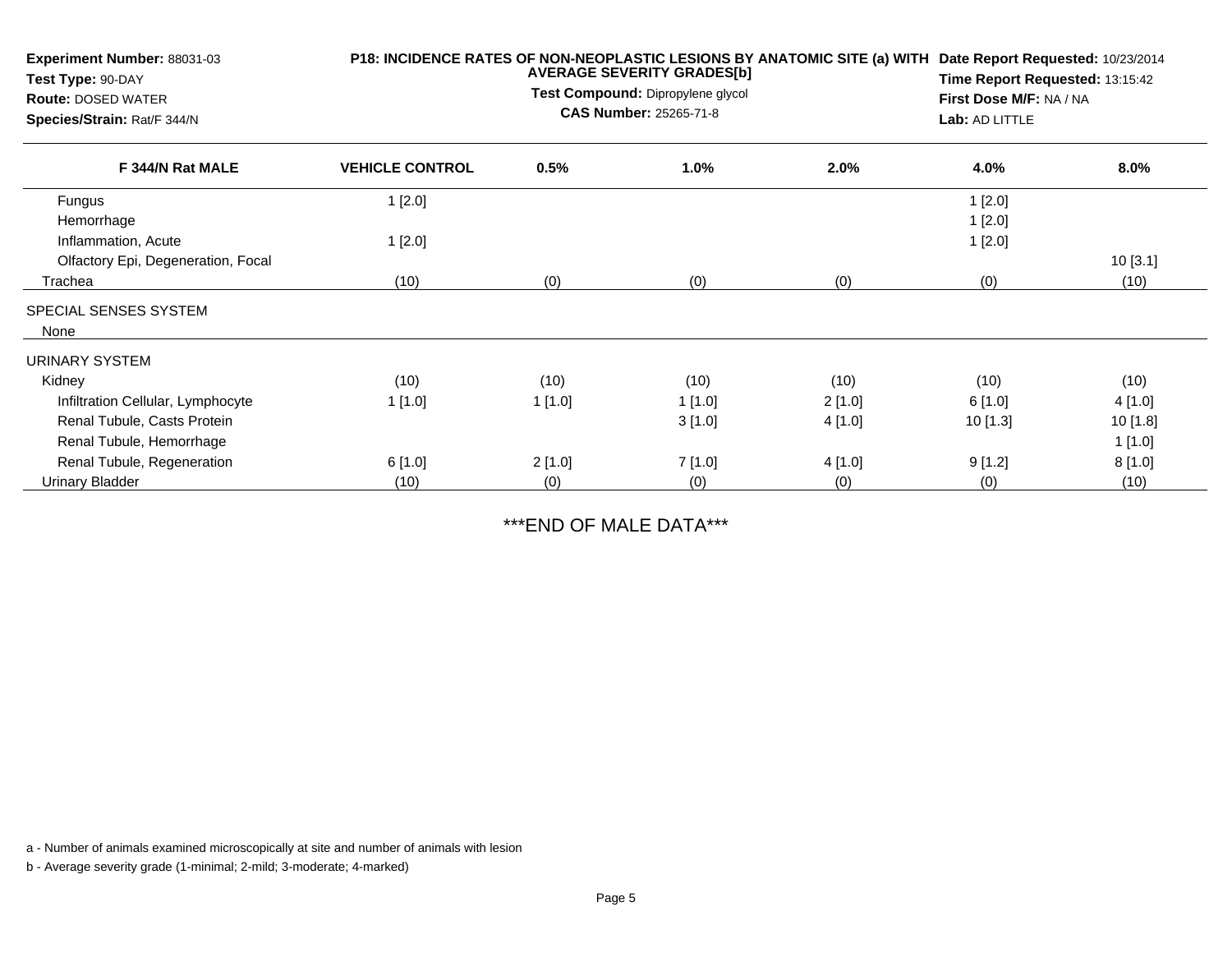**Experiment Number:** 88031-03
**Test Type:** 90-DAY
**Route:** DOSED WATER
**Species/Strain:** Rat/F 344/N

**P18: INCIDENCE RATES OF NON-NEOPLASTIC LESIONS BY ANATOMIC SITE (a) WITH AVERAGE SEVERITY GRADES[b]**
**Test Compound:** Dipropylene glycol
**CAS Number:** 25265-71-8

**Date Report Requested:** 10/23/2014
**Time Report Requested:** 13:15:42
**First Dose M/F:** NA / NA
**Lab:** AD LITTLE

| F 344/N Rat MALE | VEHICLE CONTROL | 0.5% | 1.0% | 2.0% | 4.0% | 8.0% |
|---|---|---|---|---|---|---|
| Fungus | 1 [2.0] | | | | 1 [2.0] | |
| Hemorrhage | | | | | 1 [2.0] | |
| Inflammation, Acute | 1 [2.0] | | | | 1 [2.0] | |
| Olfactory Epi, Degeneration, Focal | | | | | | 10 [3.1] |
| Trachea | (10) | (0) | (0) | (0) | (0) | (10) |
| SPECIAL SENSES SYSTEM | | | | | | |
| None | | | | | | |
| URINARY SYSTEM | | | | | | |
| Kidney | (10) | (10) | (10) | (10) | (10) | (10) |
| Infiltration Cellular, Lymphocyte | 1 [1.0] | 1 [1.0] | 1 [1.0] | 2 [1.0] | 6 [1.0] | 4 [1.0] |
| Renal Tubule, Casts Protein | | | 3 [1.0] | 4 [1.0] | 10 [1.3] | 10 [1.8] |
| Renal Tubule, Hemorrhage | | | | | | 1 [1.0] |
| Renal Tubule, Regeneration | 6 [1.0] | 2 [1.0] | 7 [1.0] | 4 [1.0] | 9 [1.2] | 8 [1.0] |
| Urinary Bladder | (10) | (0) | (0) | (0) | (0) | (10) |

***END OF MALE DATA***

a - Number of animals examined microscopically at site and number of animals with lesion

b - Average severity grade (1-minimal; 2-mild; 3-moderate; 4-marked)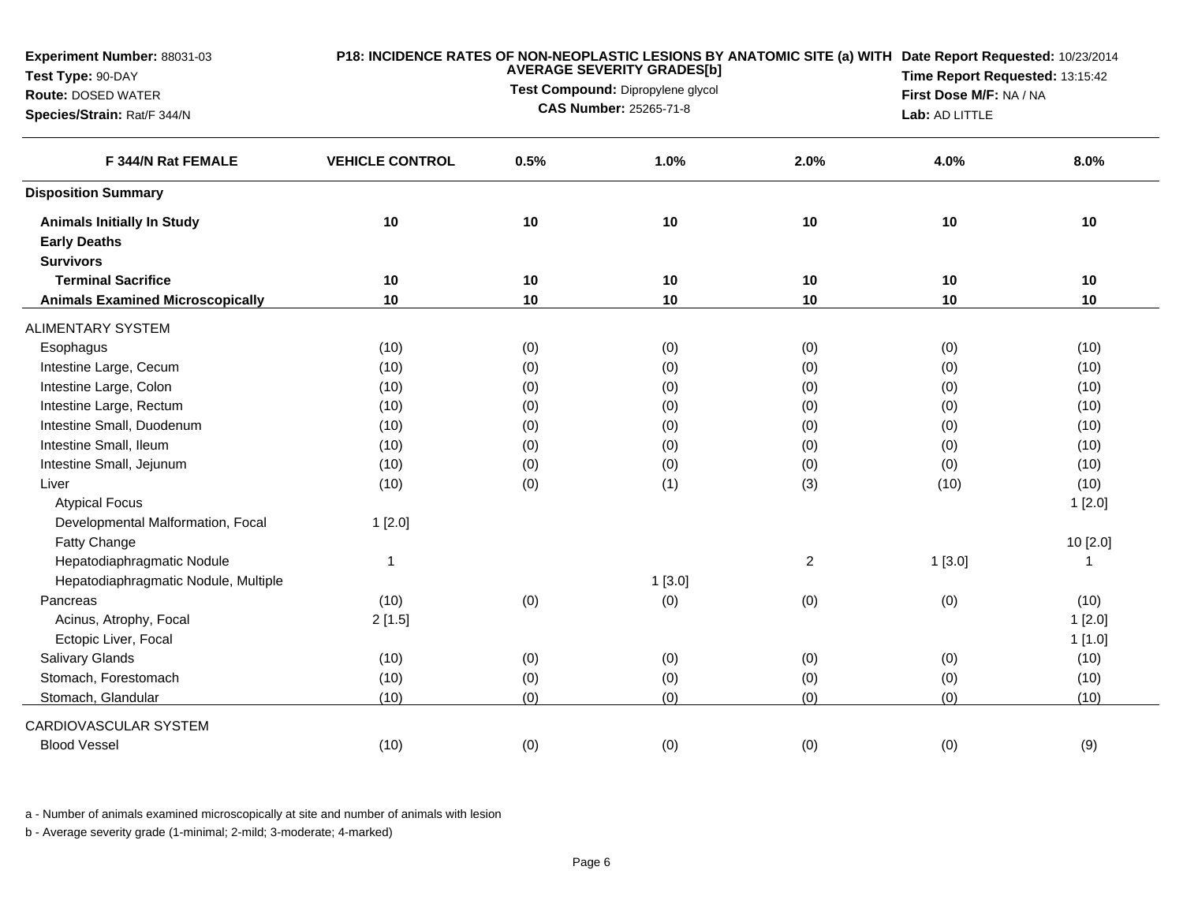**Experiment Number:** 88031-03
**Test Type:** 90-DAY
**Route:** DOSED WATER
**Species/Strain:** Rat/F 344/N

**P18: INCIDENCE RATES OF NON-NEOPLASTIC LESIONS BY ANATOMIC SITE (a) WITH AVERAGE SEVERITY GRADES[b]**
**Test Compound:** Dipropylene glycol
**CAS Number:** 25265-71-8

**Date Report Requested:** 10/23/2014
**Time Report Requested:** 13:15:42
**First Dose M/F:** NA / NA
**Lab:** AD LITTLE

| F 344/N Rat FEMALE | VEHICLE CONTROL | 0.5% | 1.0% | 2.0% | 4.0% | 8.0% |
|---|---|---|---|---|---|---|
| **Disposition Summary** | | | | | | |
| **Animals Initially In Study** | **10** | **10** | **10** | **10** | **10** | **10** |
| **Early Deaths** | | | | | | |
| **Survivors** | | | | | | |
| **Terminal Sacrifice** | **10** | **10** | **10** | **10** | **10** | **10** |
| **Animals Examined Microscopically** | **10** | **10** | **10** | **10** | **10** | **10** |
| ALIMENTARY SYSTEM | | | | | | |
| Esophagus | (10) | (0) | (0) | (0) | (0) | (10) |
| Intestine Large, Cecum | (10) | (0) | (0) | (0) | (0) | (10) |
| Intestine Large, Colon | (10) | (0) | (0) | (0) | (0) | (10) |
| Intestine Large, Rectum | (10) | (0) | (0) | (0) | (0) | (10) |
| Intestine Small, Duodenum | (10) | (0) | (0) | (0) | (0) | (10) |
| Intestine Small, Ileum | (10) | (0) | (0) | (0) | (0) | (10) |
| Intestine Small, Jejunum | (10) | (0) | (0) | (0) | (0) | (10) |
| Liver | (10) | (0) | (1) | (3) | (10) | (10) |
| Atypical Focus | | | | | | 1 [2.0] |
| Developmental Malformation, Focal | 1 [2.0] | | | | | |
| Fatty Change | | | | | | 10 [2.0] |
| Hepatodiaphragmatic Nodule | 1 | | | 2 | 1 [3.0] | 1 |
| Hepatodiaphragmatic Nodule, Multiple | | | 1 [3.0] | | | |
| Pancreas | (10) | (0) | (0) | (0) | (0) | (10) |
| Acinus, Atrophy, Focal | 2 [1.5] | | | | | 1 [2.0] |
| Ectopic Liver, Focal | | | | | | 1 [1.0] |
| Salivary Glands | (10) | (0) | (0) | (0) | (0) | (10) |
| Stomach, Forestomach | (10) | (0) | (0) | (0) | (0) | (10) |
| Stomach, Glandular | (10) | (0) | (0) | (0) | (0) | (10) |
| CARDIOVASCULAR SYSTEM | | | | | | |
| Blood Vessel | (10) | (0) | (0) | (0) | (0) | (9) |

a - Number of animals examined microscopically at site and number of animals with lesion

b - Average severity grade (1-minimal; 2-mild; 3-moderate; 4-marked)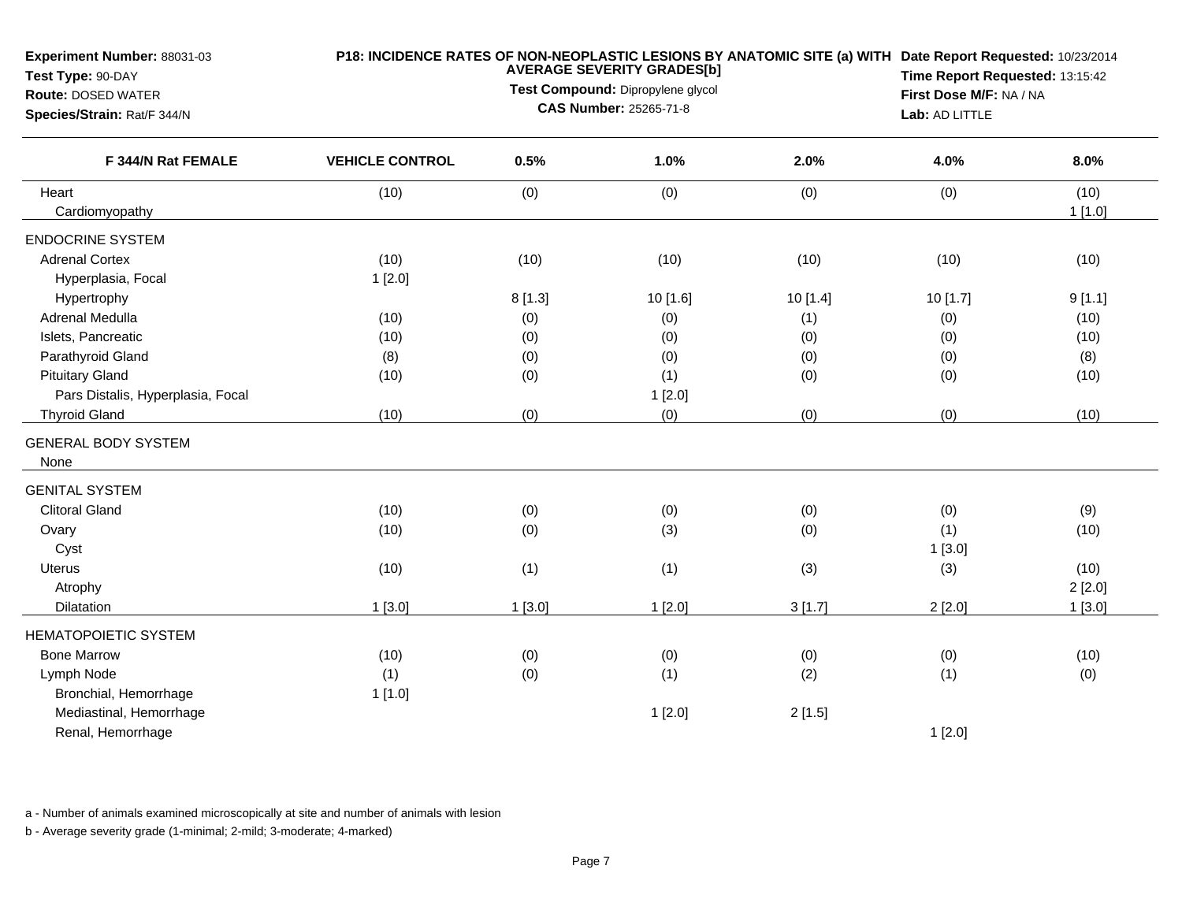**Experiment Number:** 88031-03
**Test Type:** 90-DAY
**Route:** DOSED WATER
**Species/Strain:** Rat/F 344/N

**P18: INCIDENCE RATES OF NON-NEOPLASTIC LESIONS BY ANATOMIC SITE (a) WITH AVERAGE SEVERITY GRADES[b]**
**Test Compound:** Dipropylene glycol
**CAS Number:** 25265-71-8

**Date Report Requested:** 10/23/2014
**Time Report Requested:** 13:15:42
**First Dose M/F:** NA / NA
**Lab:** AD LITTLE

| F 344/N Rat FEMALE | VEHICLE CONTROL | 0.5% | 1.0% | 2.0% | 4.0% | 8.0% |
|---|---|---|---|---|---|---|
| Heart | (10) | (0) | (0) | (0) | (0) | (10) |
| Cardiomyopathy | | | | | | 1 [1.0] |
| ENDOCRINE SYSTEM | | | | | | |
| Adrenal Cortex | (10) | (10) | (10) | (10) | (10) | (10) |
| Hyperplasia, Focal | 1 [2.0] | | | | | |
| Hypertrophy | | 8 [1.3] | 10 [1.6] | 10 [1.4] | 10 [1.7] | 9 [1.1] |
| Adrenal Medulla | (10) | (0) | (0) | (1) | (0) | (10) |
| Islets, Pancreatic | (10) | (0) | (0) | (0) | (0) | (10) |
| Parathyroid Gland | (8) | (0) | (0) | (0) | (0) | (8) |
| Pituitary Gland | (10) | (0) | (1) | (0) | (0) | (10) |
| Pars Distalis, Hyperplasia, Focal | | | 1 [2.0] | | | |
| Thyroid Gland | (10) | (0) | (0) | (0) | (0) | (10) |
| GENERAL BODY SYSTEM | | | | | | |
| None | | | | | | |
| GENITAL SYSTEM | | | | | | |
| Clitoral Gland | (10) | (0) | (0) | (0) | (0) | (9) |
| Ovary | (10) | (0) | (3) | (0) | (1) | (10) |
| Cyst | | | | | 1 [3.0] | |
| Uterus | (10) | (1) | (1) | (3) | (3) | (10) |
| Atrophy | | | | | | 2 [2.0] |
| Dilatation | 1 [3.0] | 1 [3.0] | 1 [2.0] | 3 [1.7] | 2 [2.0] | 1 [3.0] |
| HEMATOPOIETIC SYSTEM | | | | | | |
| Bone Marrow | (10) | (0) | (0) | (0) | (0) | (10) |
| Lymph Node | (1) | (0) | (1) | (2) | (1) | (0) |
| Bronchial, Hemorrhage | 1 [1.0] | | | | | |
| Mediastinal, Hemorrhage | | | 1 [2.0] | 2 [1.5] | | |
| Renal, Hemorrhage | | | | | 1 [2.0] | |

a - Number of animals examined microscopically at site and number of animals with lesion

b - Average severity grade (1-minimal; 2-mild; 3-moderate; 4-marked)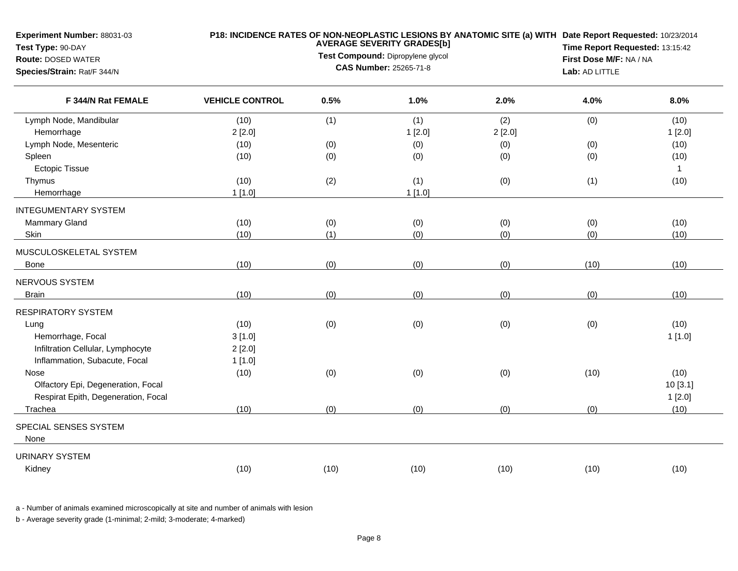**Experiment Number:** 88031-03
**Test Type:** 90-DAY
**Route:** DOSED WATER
**Species/Strain:** Rat/F 344/N

**P18: INCIDENCE RATES OF NON-NEOPLASTIC LESIONS BY ANATOMIC SITE (a) WITH AVERAGE SEVERITY GRADES[b]**
**Test Compound:** Dipropylene glycol
**CAS Number:** 25265-71-8

**Date Report Requested:** 10/23/2014
**Time Report Requested:** 13:15:42
**First Dose M/F:** NA / NA
**Lab:** AD LITTLE

| F 344/N Rat FEMALE | VEHICLE CONTROL | 0.5% | 1.0% | 2.0% | 4.0% | 8.0% |
|---|---|---|---|---|---|---|
| Lymph Node, Mandibular | (10) | (1) | (1) | (2) | (0) | (10) |
| Hemorrhage | 2 [2.0] | | 1 [2.0] | 2 [2.0] | | 1 [2.0] |
| Lymph Node, Mesenteric | (10) | (0) | (0) | (0) | (0) | (10) |
| Spleen | (10) | (0) | (0) | (0) | (0) | (10) |
| Ectopic Tissue | | | | | | 1 |
| Thymus | (10) | (2) | (1) | (0) | (1) | (10) |
| Hemorrhage | 1 [1.0] | | 1 [1.0] | | | |
| INTEGUMENTARY SYSTEM | | | | | | |
| Mammary Gland | (10) | (0) | (0) | (0) | (0) | (10) |
| Skin | (10) | (1) | (0) | (0) | (0) | (10) |
| MUSCULOSKELETAL SYSTEM | | | | | | |
| Bone | (10) | (0) | (0) | (0) | (10) | (10) |
| NERVOUS SYSTEM | | | | | | |
| Brain | (10) | (0) | (0) | (0) | (0) | (10) |
| RESPIRATORY SYSTEM | | | | | | |
| Lung | (10) | (0) | (0) | (0) | (0) | (10) |
| Hemorrhage, Focal | 3 [1.0] | | | | | 1 [1.0] |
| Infiltration Cellular, Lymphocyte | 2 [2.0] | | | | | |
| Inflammation, Subacute, Focal | 1 [1.0] | | | | | |
| Nose | (10) | (0) | (0) | (0) | (10) | (10) |
| Olfactory Epi, Degeneration, Focal | | | | | | 10 [3.1] |
| Respirat Epith, Degeneration, Focal | | | | | | 1 [2.0] |
| Trachea | (10) | (0) | (0) | (0) | (0) | (10) |
| SPECIAL SENSES SYSTEM | | | | | | |
| None | | | | | | |
| URINARY SYSTEM | | | | | | |
| Kidney | (10) | (10) | (10) | (10) | (10) | (10) |

a - Number of animals examined microscopically at site and number of animals with lesion

b - Average severity grade (1-minimal; 2-mild; 3-moderate; 4-marked)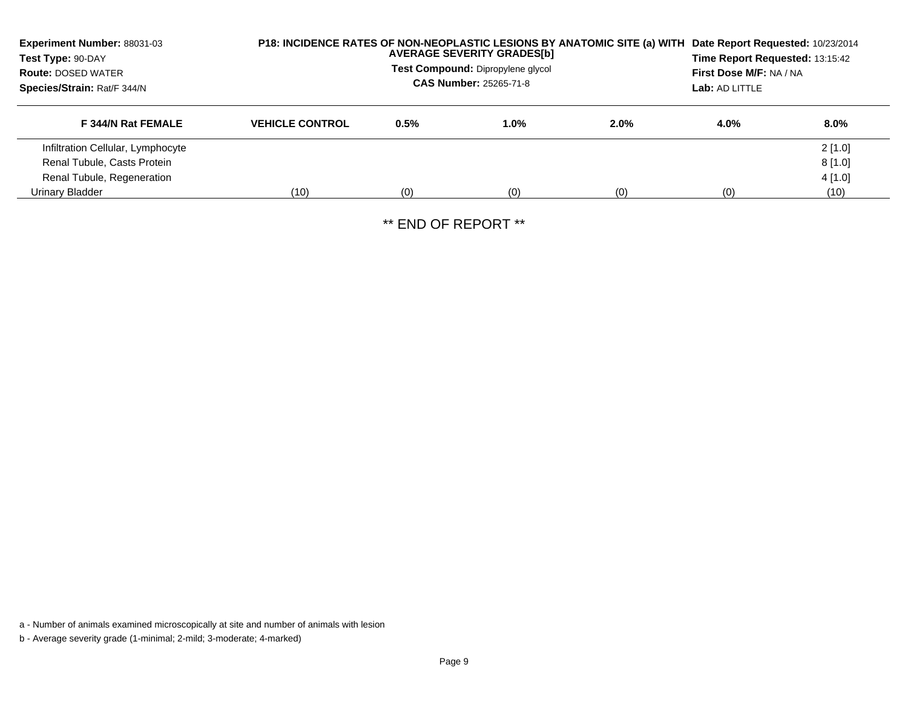**Experiment Number:** 88031-03
**Test Type:** 90-DAY
**Route:** DOSED WATER
**Species/Strain:** Rat/F 344/N

**P18: INCIDENCE RATES OF NON-NEOPLASTIC LESIONS BY ANATOMIC SITE (a) WITH AVERAGE SEVERITY GRADES[b]**
**Test Compound:** Dipropylene glycol
**CAS Number:** 25265-71-8

**Date Report Requested:** 10/23/2014
**Time Report Requested:** 13:15:42
**First Dose M/F:** NA / NA
**Lab:** AD LITTLE

| F 344/N Rat FEMALE | VEHICLE CONTROL | 0.5% | 1.0% | 2.0% | 4.0% | 8.0% |
|---|---|---|---|---|---|---|
| Infiltration Cellular, Lymphocyte | | | | | | 2 [1.0] |
| Renal Tubule, Casts Protein | | | | | | 8 [1.0] |
| Renal Tubule, Regeneration | | | | | | 4 [1.0] |
| Urinary Bladder | (10) | (0) | (0) | (0) | (0) | (10) |

** END OF REPORT **

a - Number of animals examined microscopically at site and number of animals with lesion

b - Average severity grade (1-minimal; 2-mild; 3-moderate; 4-marked)